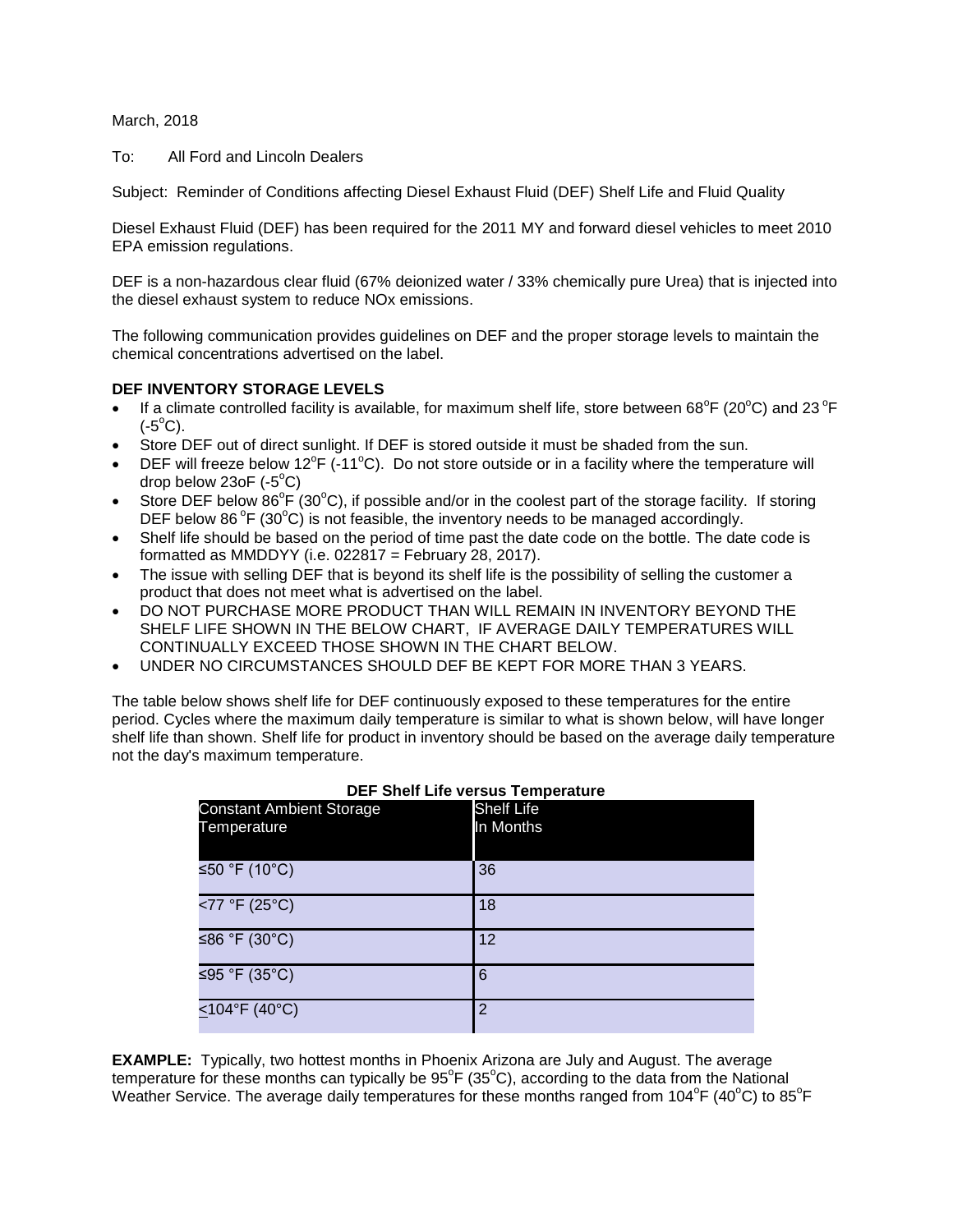March, 2018

To: All Ford and Lincoln Dealers

Subject: Reminder of Conditions affecting Diesel Exhaust Fluid (DEF) Shelf Life and Fluid Quality

Diesel Exhaust Fluid (DEF) has been required for the 2011 MY and forward diesel vehicles to meet 2010 EPA emission regulations.

DEF is a non-hazardous clear fluid (67% deionized water / 33% chemically pure Urea) that is injected into the diesel exhaust system to reduce NOx emissions.

The following communication provides guidelines on DEF and the proper storage levels to maintain the chemical concentrations advertised on the label.

**DEF INVENTORY STORAGE LEVELS**

- If a climate controlled facility is available, for maximum shelf life, store between 68°F (20°C) and 23 °F (-5°C).
- Store DEF out of direct sunlight. If DEF is stored outside it must be shaded from the sun.
- DEF will freeze below 12°F (-11°C). Do not store outside or in a facility where the temperature will drop below 23oF (-5°C)
- Store DEF below 86°F (30°C), if possible and/or in the coolest part of the storage facility. If storing DEF below 86 °F (30°C) is not feasible, the inventory needs to be managed accordingly.
- Shelf life should be based on the period of time past the date code on the bottle. The date code is formatted as MMDDYY (i.e. 022817 = February 28, 2017).
- The issue with selling DEF that is beyond its shelf life is the possibility of selling the customer a product that does not meet what is advertised on the label.
- DO NOT PURCHASE MORE PRODUCT THAN WILL REMAIN IN INVENTORY BEYOND THE SHELF LIFE SHOWN IN THE BELOW CHART, IF AVERAGE DAILY TEMPERATURES WILL CONTINUALLY EXCEED THOSE SHOWN IN THE CHART BELOW.
- UNDER NO CIRCUMSTANCES SHOULD DEF BE KEPT FOR MORE THAN 3 YEARS.

The table below shows shelf life for DEF continuously exposed to these temperatures for the entire period. Cycles where the maximum daily temperature is similar to what is shown below, will have longer shelf life than shown. Shelf life for product in inventory should be based on the average daily temperature not the day's maximum temperature.

**DEF Shelf Life versus Temperature**

| Constant Ambient Storage Temperature | Shelf Life In Months |
|---|---|
| ≤50 °F (10°C) | 36 |
| <77 °F (25°C) | 18 |
| ≤86 °F (30°C) | 12 |
| ≤95 °F (35°C) | 6 |
| ≤104°F (40°C) | 2 |

**EXAMPLE:** Typically, two hottest months in Phoenix Arizona are July and August. The average temperature for these months can typically be 95°F (35°C), according to the data from the National Weather Service. The average daily temperatures for these months ranged from 104°F (40°C) to 85°F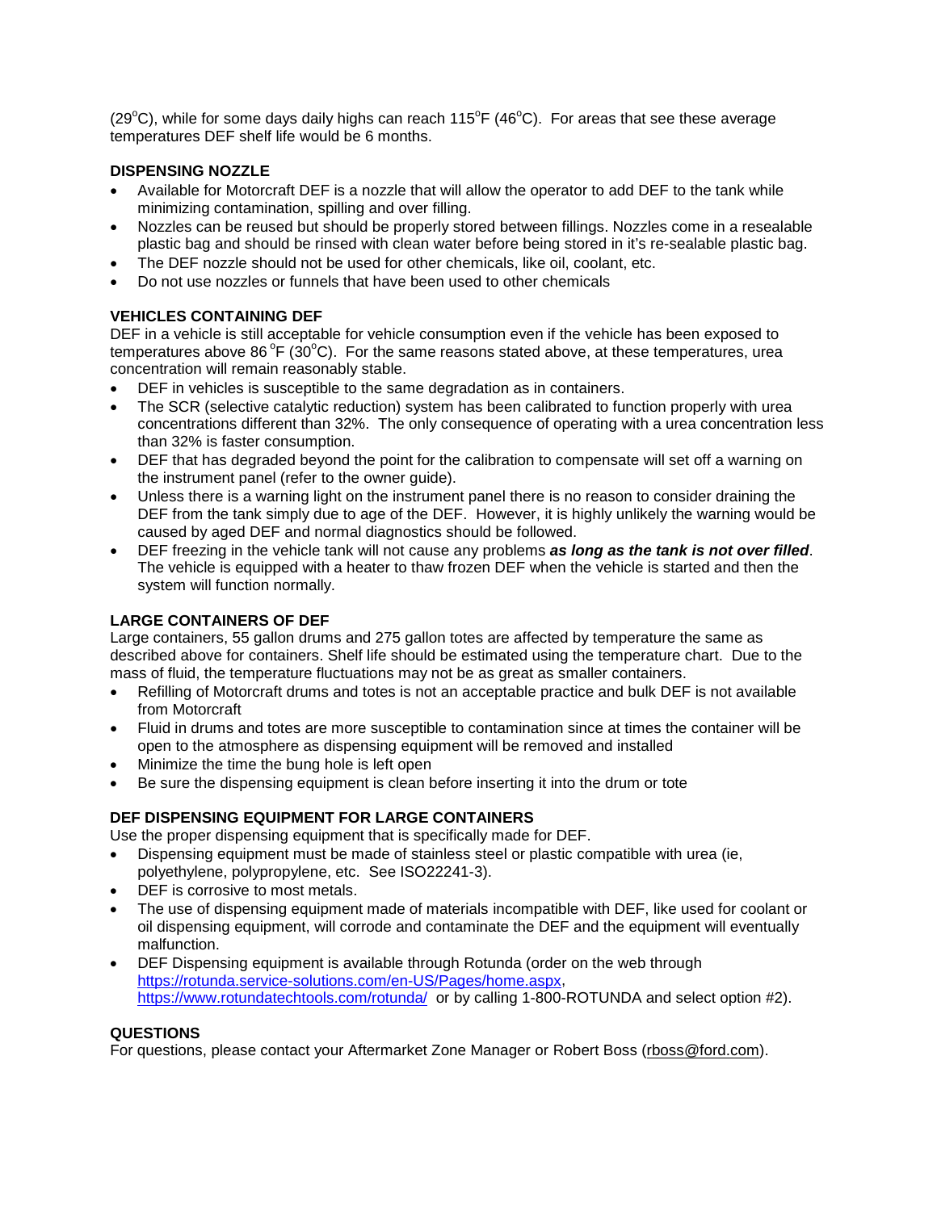(29°C), while for some days daily highs can reach 115°F (46°C). For areas that see these average temperatures DEF shelf life would be 6 months.

**DISPENSING NOZZLE**

- Available for Motorcraft DEF is a nozzle that will allow the operator to add DEF to the tank while minimizing contamination, spilling and over filling.
- Nozzles can be reused but should be properly stored between fillings. Nozzles come in a resealable plastic bag and should be rinsed with clean water before being stored in it's re-sealable plastic bag.
- The DEF nozzle should not be used for other chemicals, like oil, coolant, etc.
- Do not use nozzles or funnels that have been used to other chemicals

**VEHICLES CONTAINING DEF**

DEF in a vehicle is still acceptable for vehicle consumption even if the vehicle has been exposed to temperatures above 86 °F (30°C). For the same reasons stated above, at these temperatures, urea concentration will remain reasonably stable.

- DEF in vehicles is susceptible to the same degradation as in containers.
- The SCR (selective catalytic reduction) system has been calibrated to function properly with urea concentrations different than 32%. The only consequence of operating with a urea concentration less than 32% is faster consumption.
- DEF that has degraded beyond the point for the calibration to compensate will set off a warning on the instrument panel (refer to the owner guide).
- Unless there is a warning light on the instrument panel there is no reason to consider draining the DEF from the tank simply due to age of the DEF. However, it is highly unlikely the warning would be caused by aged DEF and normal diagnostics should be followed.
- DEF freezing in the vehicle tank will not cause any problems ***as long as the tank is not over filled***. The vehicle is equipped with a heater to thaw frozen DEF when the vehicle is started and then the system will function normally.

**LARGE CONTAINERS OF DEF**

Large containers, 55 gallon drums and 275 gallon totes are affected by temperature the same as described above for containers. Shelf life should be estimated using the temperature chart. Due to the mass of fluid, the temperature fluctuations may not be as great as smaller containers.

- Refilling of Motorcraft drums and totes is not an acceptable practice and bulk DEF is not available from Motorcraft
- Fluid in drums and totes are more susceptible to contamination since at times the container will be open to the atmosphere as dispensing equipment will be removed and installed
- Minimize the time the bung hole is left open
- Be sure the dispensing equipment is clean before inserting it into the drum or tote

**DEF DISPENSING EQUIPMENT FOR LARGE CONTAINERS**

Use the proper dispensing equipment that is specifically made for DEF.

- Dispensing equipment must be made of stainless steel or plastic compatible with urea (ie, polyethylene, polypropylene, etc. See ISO22241-3).
- DEF is corrosive to most metals.
- The use of dispensing equipment made of materials incompatible with DEF, like used for coolant or oil dispensing equipment, will corrode and contaminate the DEF and the equipment will eventually malfunction.
- DEF Dispensing equipment is available through Rotunda (order on the web through https://rotunda.service-solutions.com/en-US/Pages/home.aspx, https://www.rotundatechtools.com/rotunda/ or by calling 1-800-ROTUNDA and select option #2).

**QUESTIONS**

For questions, please contact your Aftermarket Zone Manager or Robert Boss (rboss@ford.com).